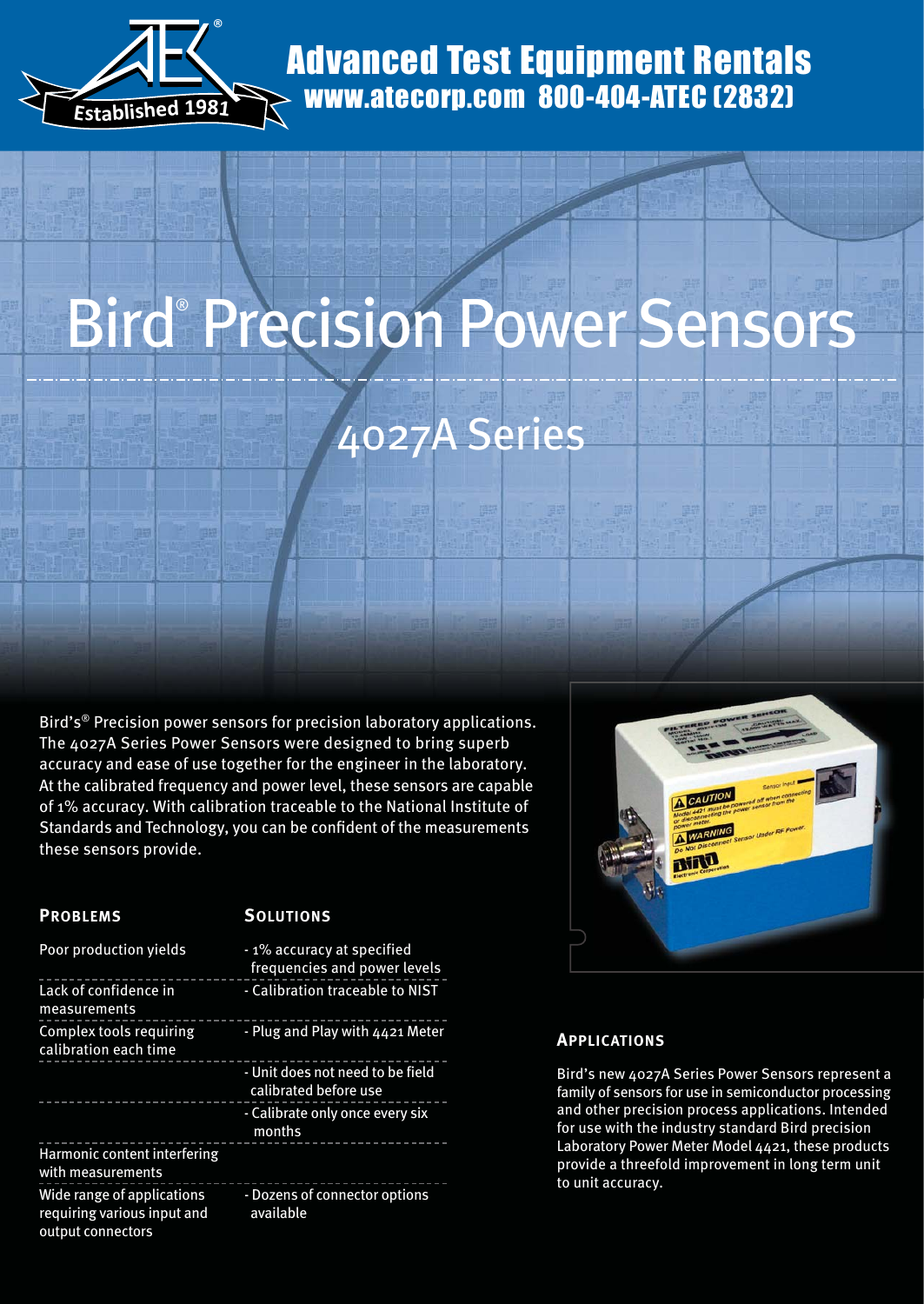Advanced Test Equipment Rentals
www.atecorp.com 800-404-ATEC (2832)

# Bird® Precision Power Sensors

## 4027A Series

Bird's® Precision power sensors for precision laboratory applications. The 4027A Series Power Sensors were designed to bring superb accuracy and ease of use together for the engineer in the laboratory. At the calibrated frequency and power level, these sensors are capable of 1% accuracy. With calibration traceable to the National Institute of Standards and Technology, you can be confident of the measurements these sensors provide.

| **Problems** | **Solutions** |
|---|---|
| Poor production yields | - 1% accuracy at specified frequencies and power levels |
| Lack of confidence in measurements | - Calibration traceable to NIST |
| Complex tools requiring calibration each time | - Plug and Play with 4421 Meter |
| | - Unit does not need to be field calibrated before use |
| | - Calibrate only once every six months |
| Harmonic content interfering with measurements | |
| Wide range of applications requiring various input and output connectors | - Dozens of connector options available |

### Applications

Bird's new 4027A Series Power Sensors represent a family of sensors for use in semiconductor processing and other precision process applications. Intended for use with the industry standard Bird precision Laboratory Power Meter Model 4421, these products provide a threefold improvement in long term unit to unit accuracy.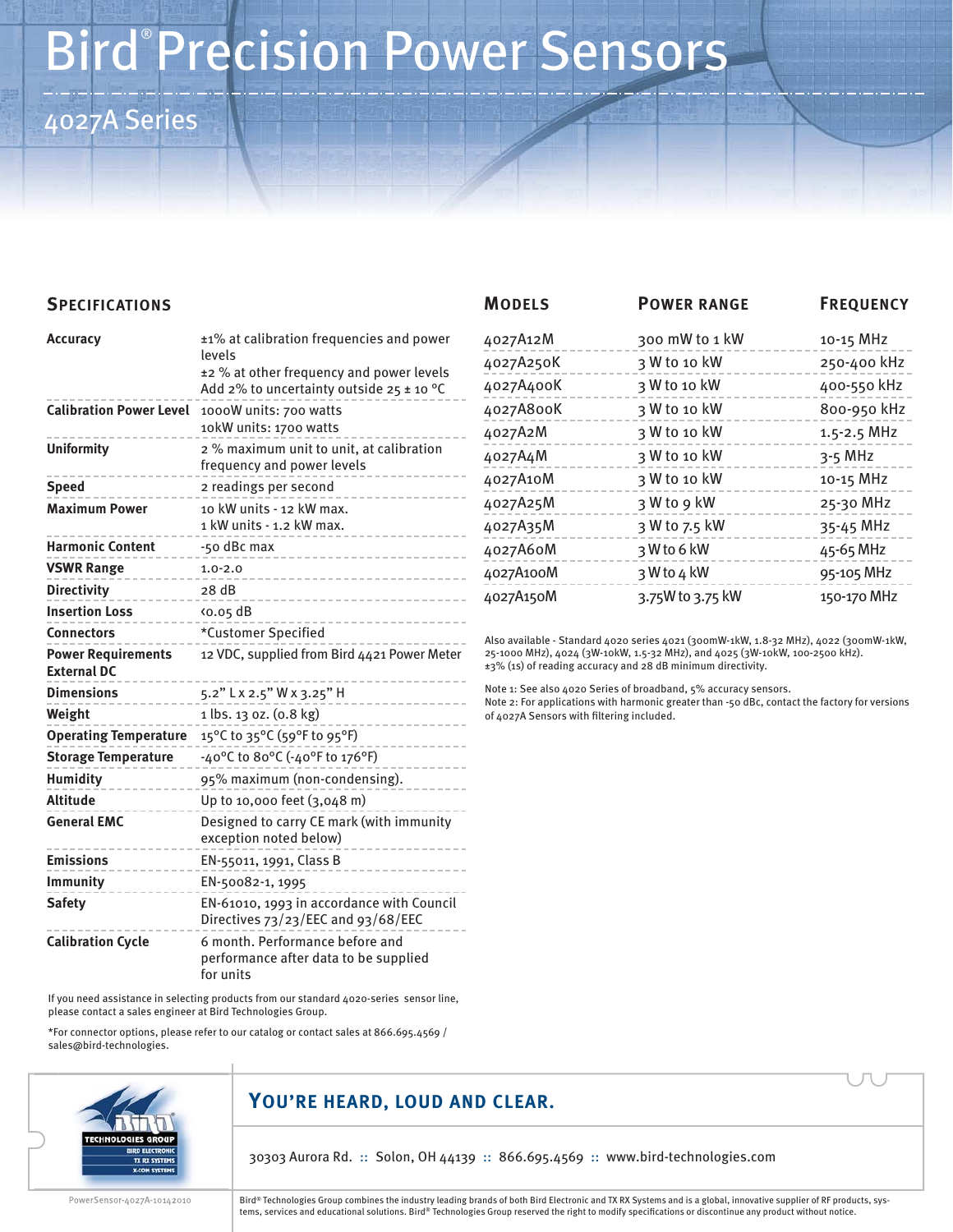# Bird® Precision Power Sensors

## 4027A Series

### Specifications

| | |
|---|---|
| **Accuracy** | ±1% at calibration frequencies and power levels<br>±2 % at other frequency and power levels<br>Add 2% to uncertainty outside 25 ± 10 °C |
| **Calibration Power Level** | 1000W units: 700 watts<br>10kW units: 1700 watts |
| **Uniformity** | 2 % maximum unit to unit, at calibration frequency and power levels |
| **Speed** | 2 readings per second |
| **Maximum Power** | 10 kW units - 12 kW max.<br>1 kW units - 1.2 kW max. |
| **Harmonic Content** | -50 dBc max |
| **VSWR Range** | 1.0-2.0 |
| **Directivity** | 28 dB |
| **Insertion Loss** | <0.05 dB |
| **Connectors** | *Customer Specified |
| **Power Requirements External DC** | 12 VDC, supplied from Bird 4421 Power Meter |
| **Dimensions** | 5.2" L x 2.5" W x 3.25" H |
| **Weight** | 1 lbs. 13 oz. (0.8 kg) |
| **Operating Temperature** | 15°C to 35°C (59°F to 95°F) |
| **Storage Temperature** | -40°C to 80°C (-40°F to 176°F) |
| **Humidity** | 95% maximum (non-condensing). |
| **Altitude** | Up to 10,000 feet (3,048 m) |
| **General EMC** | Designed to carry CE mark (with immunity exception noted below) |
| **Emissions** | EN-55011, 1991, Class B |
| **Immunity** | EN-50082-1, 1995 |
| **Safety** | EN-61010, 1993 in accordance with Council Directives 73/23/EEC and 93/68/EEC |
| **Calibration Cycle** | 6 month. Performance before and performance after data to be supplied for units |

If you need assistance in selecting products from our standard 4020-series sensor line, please contact a sales engineer at Bird Technologies Group.

*For connector options, please refer to our catalog or contact sales at 866.695.4569 / sales@bird-technologies.

| Models | Power Range | Frequency |
|---|---|---|
| 4027A12M | 300 mW to 1 kW | 10-15 MHz |
| 4027A250K | 3 W to 10 kW | 250-400 kHz |
| 4027A400K | 3 W to 10 kW | 400-550 kHz |
| 4027A800K | 3 W to 10 kW | 800-950 kHz |
| 4027A2M | 3 W to 10 kW | 1.5-2.5 MHz |
| 4027A4M | 3 W to 10 kW | 3-5 MHz |
| 4027A10M | 3 W to 10 kW | 10-15 MHz |
| 4027A25M | 3 W to 9 kW | 25-30 MHz |
| 4027A35M | 3 W to 7.5 kW | 35-45 MHz |
| 4027A60M | 3 W to 6 kW | 45-65 MHz |
| 4027A100M | 3 W to 4 kW | 95-105 MHz |
| 4027A150M | 3.75W to 3.75 kW | 150-170 MHz |

Also available - Standard 4020 series 4021 (300mW-1kW, 1.8-32 MHz), 4022 (300mW-1kW, 25-1000 MHz), 4024 (3W-10kW, 1.5-32 MHz), and 4025 (3W-10kW, 100-2500 kHz). ±3% (1s) of reading accuracy and 28 dB minimum directivity.

Note 1: See also 4020 Series of broadband, 5% accuracy sensors.
Note 2: For applications with harmonic greater than -50 dBc, contact the factory for versions of 4027A Sensors with filtering included.

**You're heard, loud and clear.**

30303 Aurora Rd. :: Solon, OH 44139 :: 866.695.4569 :: www.bird-technologies.com

PowerSensor-4027A-10142010

Bird® Technologies Group combines the industry leading brands of both Bird Electronic and TX RX Systems and is a global, innovative supplier of RF products, systems, services and educational solutions. Bird® Technologies Group reserved the right to modify specifications or discontinue any product without notice.